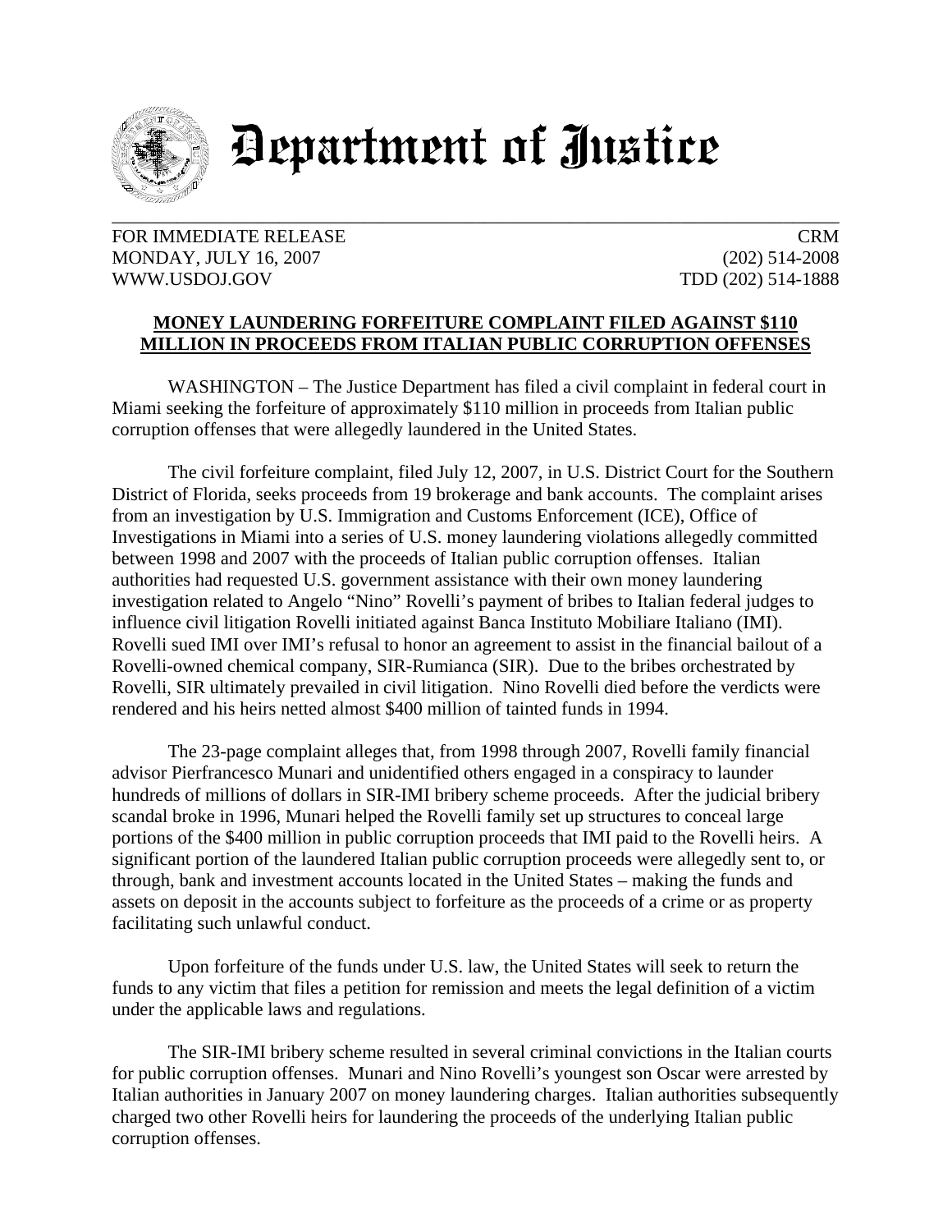# Department of Justice

FOR IMMEDIATE RELEASE  
MONDAY, JULY 16, 2007  
WWW.USDOJ.GOV

CRM  
(202) 514-2008  
TDD (202) 514-1888

## MONEY LAUNDERING FORFEITURE COMPLAINT FILED AGAINST $110 MILLION IN PROCEEDS FROM ITALIAN PUBLIC CORRUPTION OFFENSES

WASHINGTON – The Justice Department has filed a civil complaint in federal court in Miami seeking the forfeiture of approximately $110 million in proceeds from Italian public corruption offenses that were allegedly laundered in the United States.

The civil forfeiture complaint, filed July 12, 2007, in U.S. District Court for the Southern District of Florida, seeks proceeds from 19 brokerage and bank accounts. The complaint arises from an investigation by U.S. Immigration and Customs Enforcement (ICE), Office of Investigations in Miami into a series of U.S. money laundering violations allegedly committed between 1998 and 2007 with the proceeds of Italian public corruption offenses. Italian authorities had requested U.S. government assistance with their own money laundering investigation related to Angelo "Nino" Rovelli's payment of bribes to Italian federal judges to influence civil litigation Rovelli initiated against Banca Instituto Mobiliare Italiano (IMI). Rovelli sued IMI over IMI's refusal to honor an agreement to assist in the financial bailout of a Rovelli-owned chemical company, SIR-Rumianca (SIR). Due to the bribes orchestrated by Rovelli, SIR ultimately prevailed in civil litigation. Nino Rovelli died before the verdicts were rendered and his heirs netted almost $400 million of tainted funds in 1994.

The 23-page complaint alleges that, from 1998 through 2007, Rovelli family financial advisor Pierfrancesco Munari and unidentified others engaged in a conspiracy to launder hundreds of millions of dollars in SIR-IMI bribery scheme proceeds. After the judicial bribery scandal broke in 1996, Munari helped the Rovelli family set up structures to conceal large portions of the $400 million in public corruption proceeds that IMI paid to the Rovelli heirs. A significant portion of the laundered Italian public corruption proceeds were allegedly sent to, or through, bank and investment accounts located in the United States – making the funds and assets on deposit in the accounts subject to forfeiture as the proceeds of a crime or as property facilitating such unlawful conduct.

Upon forfeiture of the funds under U.S. law, the United States will seek to return the funds to any victim that files a petition for remission and meets the legal definition of a victim under the applicable laws and regulations.

The SIR-IMI bribery scheme resulted in several criminal convictions in the Italian courts for public corruption offenses. Munari and Nino Rovelli's youngest son Oscar were arrested by Italian authorities in January 2007 on money laundering charges. Italian authorities subsequently charged two other Rovelli heirs for laundering the proceeds of the underlying Italian public corruption offenses.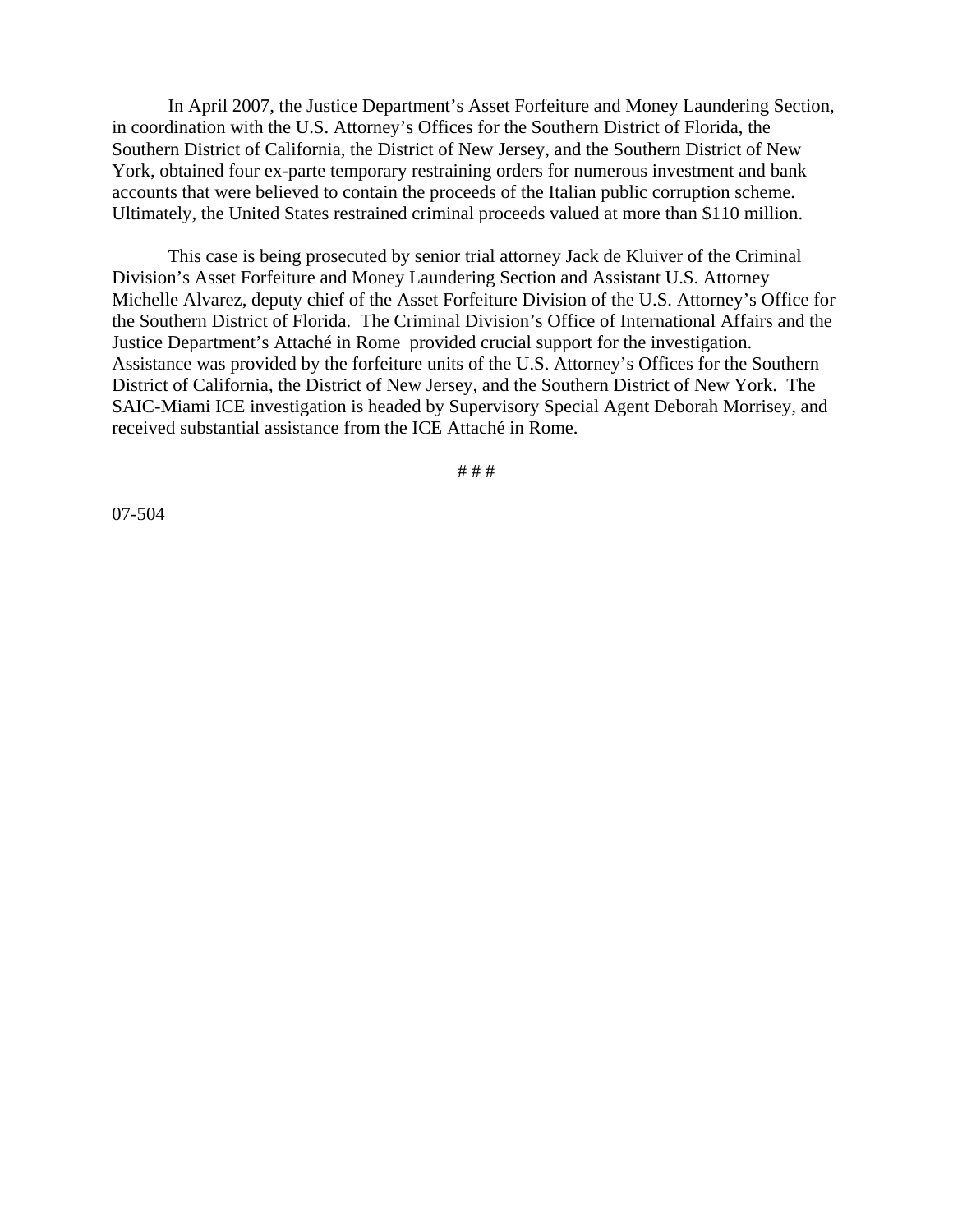In April 2007, the Justice Department's Asset Forfeiture and Money Laundering Section, in coordination with the U.S. Attorney's Offices for the Southern District of Florida, the Southern District of California, the District of New Jersey, and the Southern District of New York, obtained four ex-parte temporary restraining orders for numerous investment and bank accounts that were believed to contain the proceeds of the Italian public corruption scheme. Ultimately, the United States restrained criminal proceeds valued at more than $110 million.

This case is being prosecuted by senior trial attorney Jack de Kluiver of the Criminal Division's Asset Forfeiture and Money Laundering Section and Assistant U.S. Attorney Michelle Alvarez, deputy chief of the Asset Forfeiture Division of the U.S. Attorney's Office for the Southern District of Florida. The Criminal Division's Office of International Affairs and the Justice Department's Attaché in Rome provided crucial support for the investigation. Assistance was provided by the forfeiture units of the U.S. Attorney's Offices for the Southern District of California, the District of New Jersey, and the Southern District of New York. The SAIC-Miami ICE investigation is headed by Supervisory Special Agent Deborah Morrisey, and received substantial assistance from the ICE Attaché in Rome.

# # #

07-504